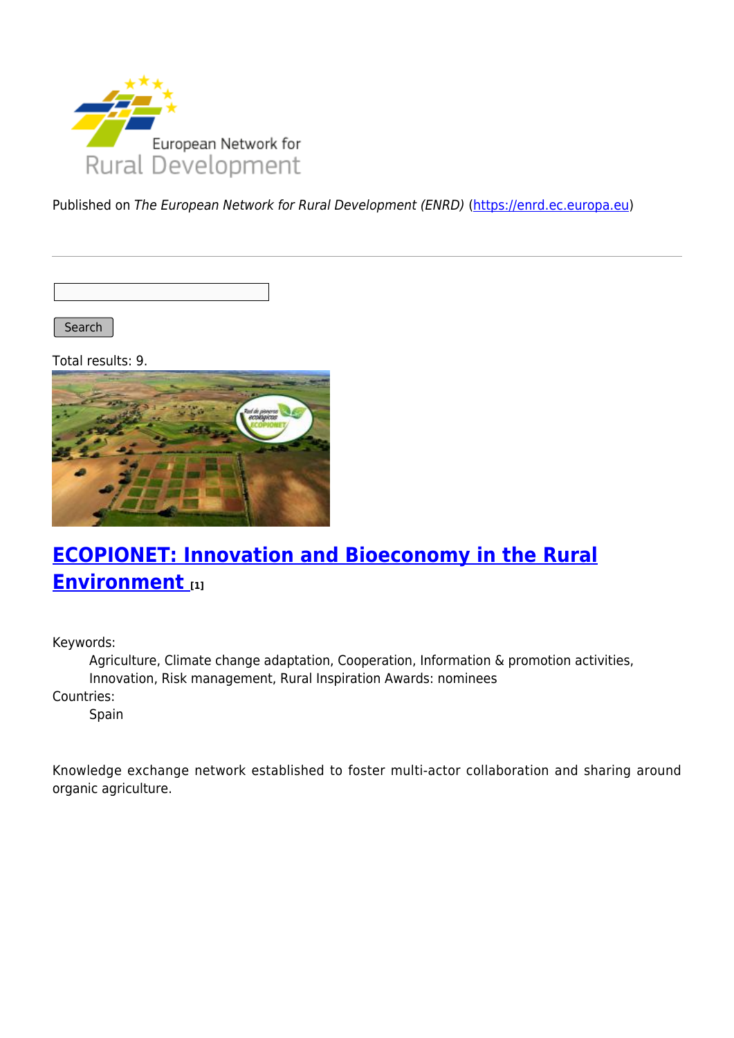Published on *The European Network for Rural Development (ENRD)* (https://enrd.ec.europa.eu)

Search

Total results: 9.

## ECOPIONET: Innovation and Bioeconomy in the Rural Environment [1]

Keywords:
: Agriculture, Climate change adaptation, Cooperation, Information & promotion activities, Innovation, Risk management, Rural Inspiration Awards: nominees

Countries:
: Spain

Knowledge exchange network established to foster multi-actor collaboration and sharing around organic agriculture.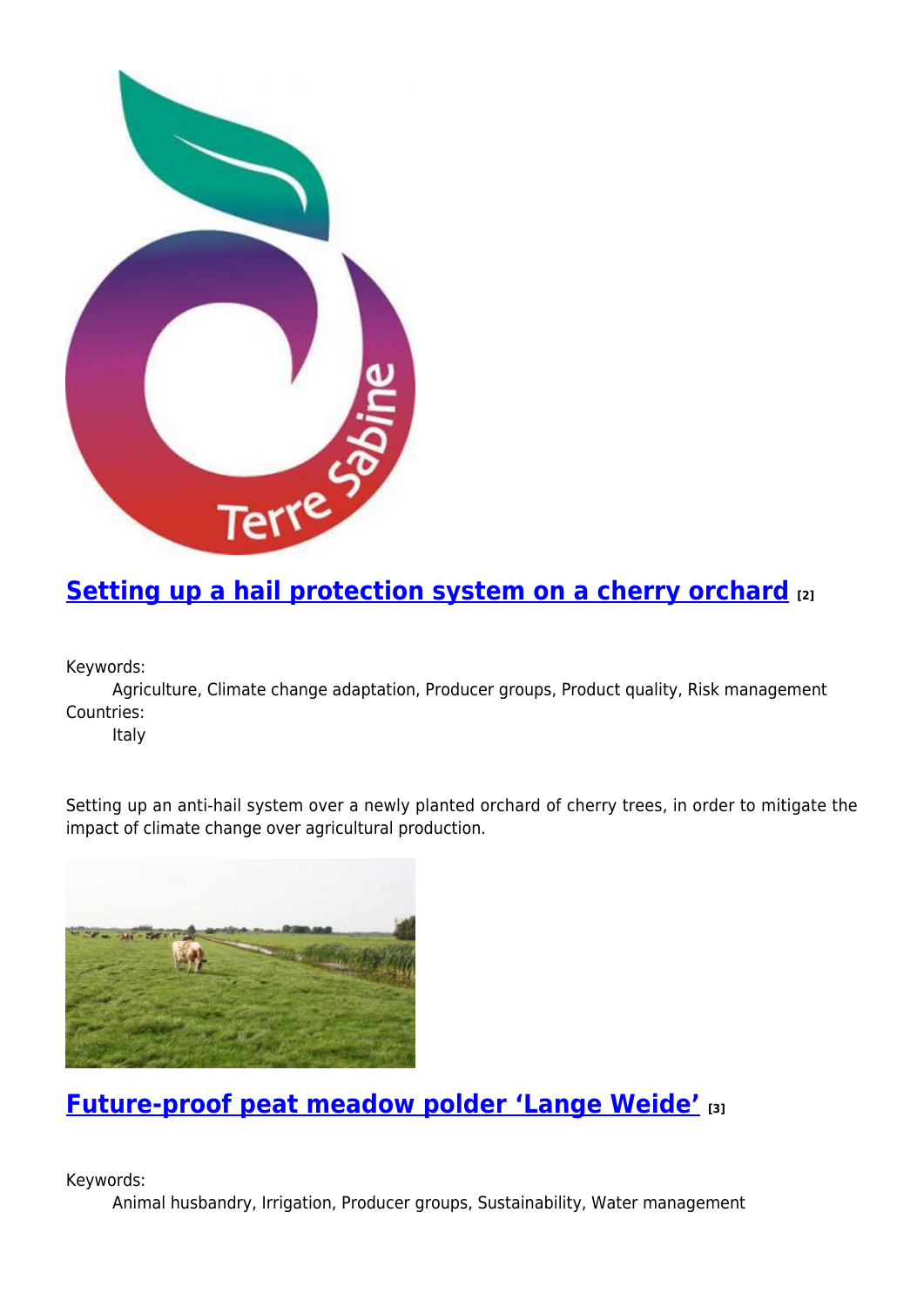## Setting up a hail protection system on a cherry orchard [2]

Keywords:

Agriculture, Climate change adaptation, Producer groups, Product quality, Risk management

Countries:

Italy

Setting up an anti-hail system over a newly planted orchard of cherry trees, in order to mitigate the impact of climate change over agricultural production.

## Future-proof peat meadow polder 'Lange Weide' [3]

Keywords:

Animal husbandry, Irrigation, Producer groups, Sustainability, Water management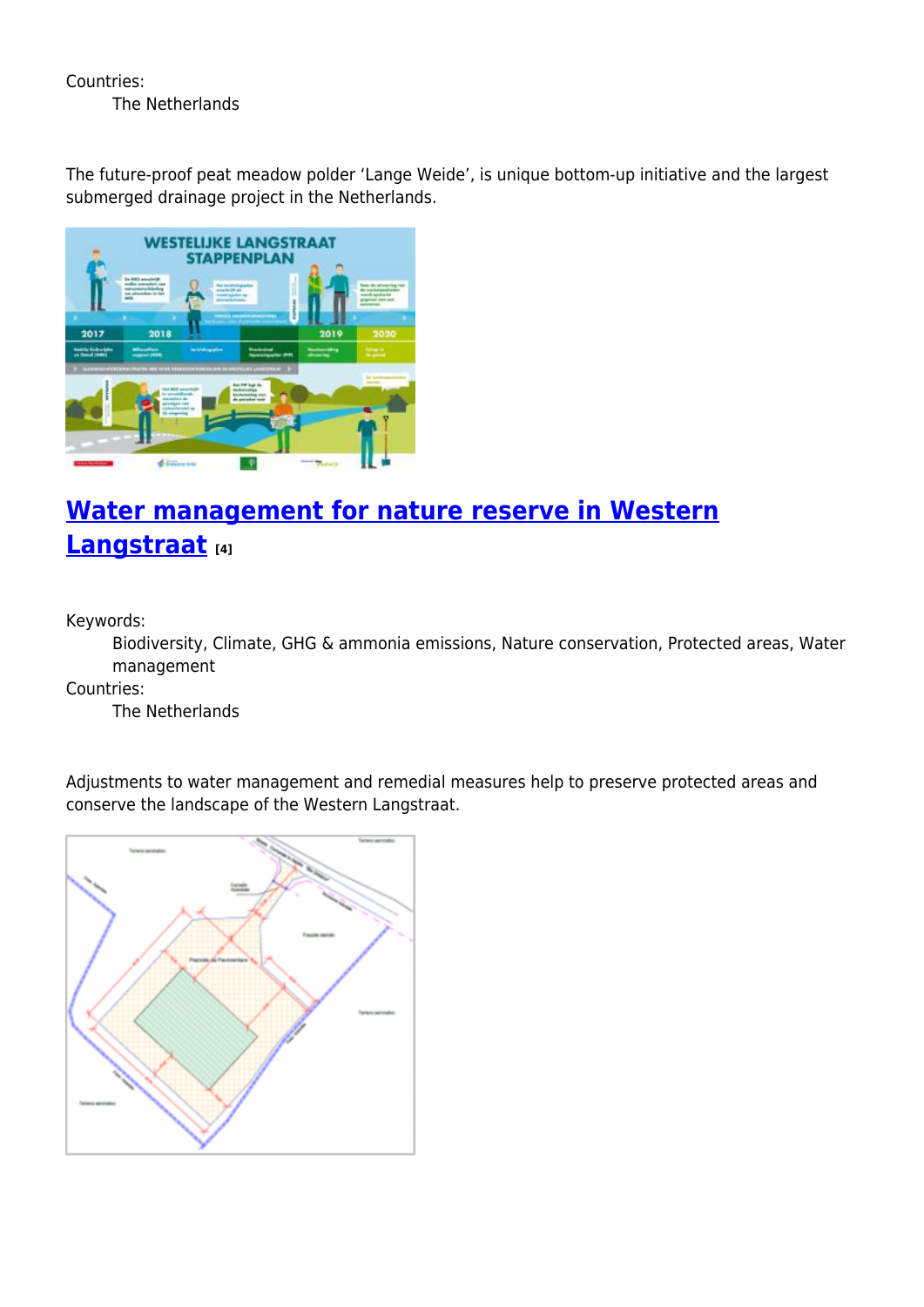Countries:
The Netherlands

The future-proof peat meadow polder 'Lange Weide', is unique bottom-up initiative and the largest submerged drainage project in the Netherlands.

## [Water management for nature reserve in Western Langstraat](#) [4]

Keywords:
Biodiversity, Climate, GHG & ammonia emissions, Nature conservation, Protected areas, Water management

Countries:
The Netherlands

Adjustments to water management and remedial measures help to preserve protected areas and conserve the landscape of the Western Langstraat.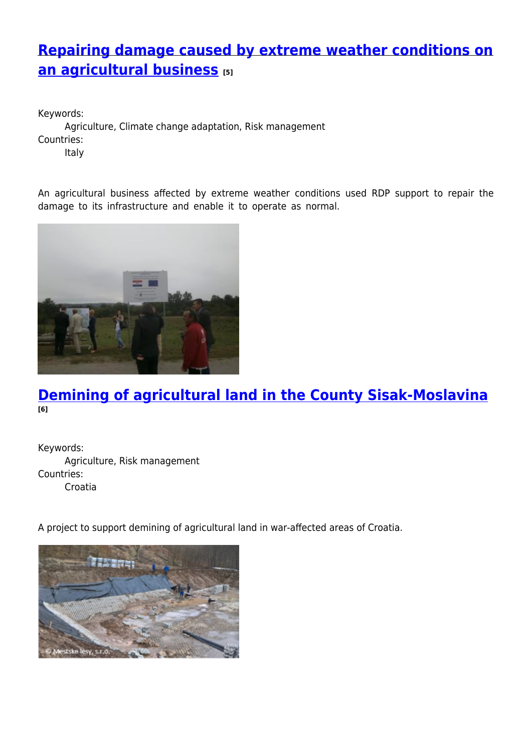## Repairing damage caused by extreme weather conditions on an agricultural business [5]

Keywords:
Agriculture, Climate change adaptation, Risk management

Countries:
Italy

An agricultural business affected by extreme weather conditions used RDP support to repair the damage to its infrastructure and enable it to operate as normal.

## Demining of agricultural land in the County Sisak-Moslavina [6]

Keywords:
Agriculture, Risk management

Countries:
Croatia

A project to support demining of agricultural land in war-affected areas of Croatia.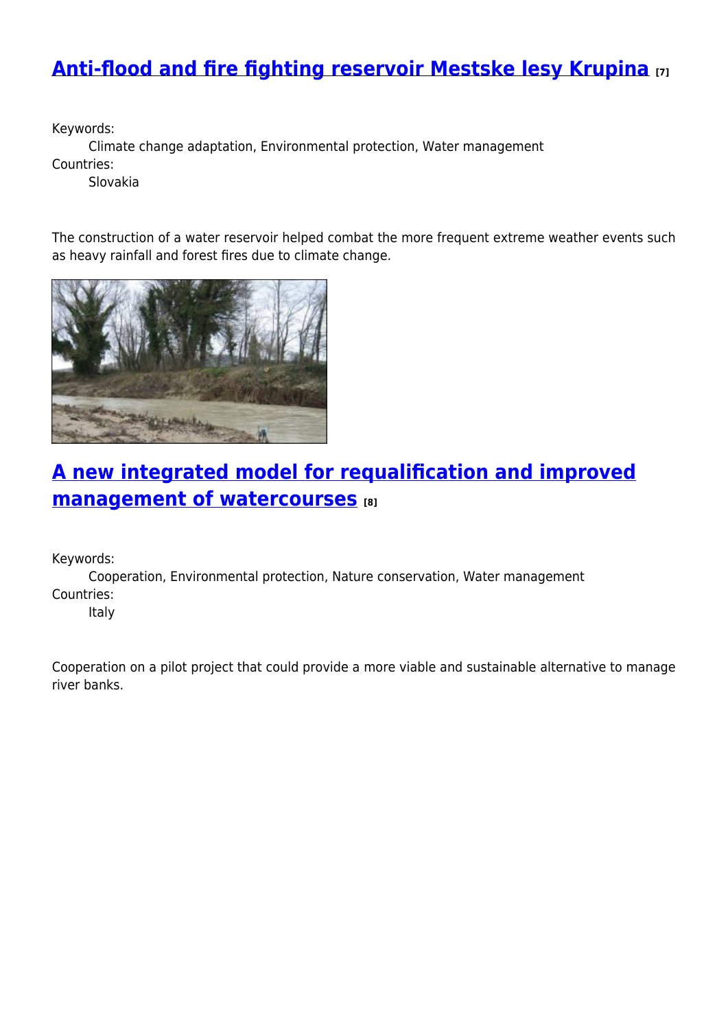## Anti-flood and fire fighting reservoir Mestske lesy Krupina [7]

Keywords:
  Climate change adaptation, Environmental protection, Water management
Countries:
  Slovakia

The construction of a water reservoir helped combat the more frequent extreme weather events such as heavy rainfall and forest fires due to climate change.

## A new integrated model for requalification and improved management of watercourses [8]

Keywords:
  Cooperation, Environmental protection, Nature conservation, Water management
Countries:
  Italy

Cooperation on a pilot project that could provide a more viable and sustainable alternative to manage river banks.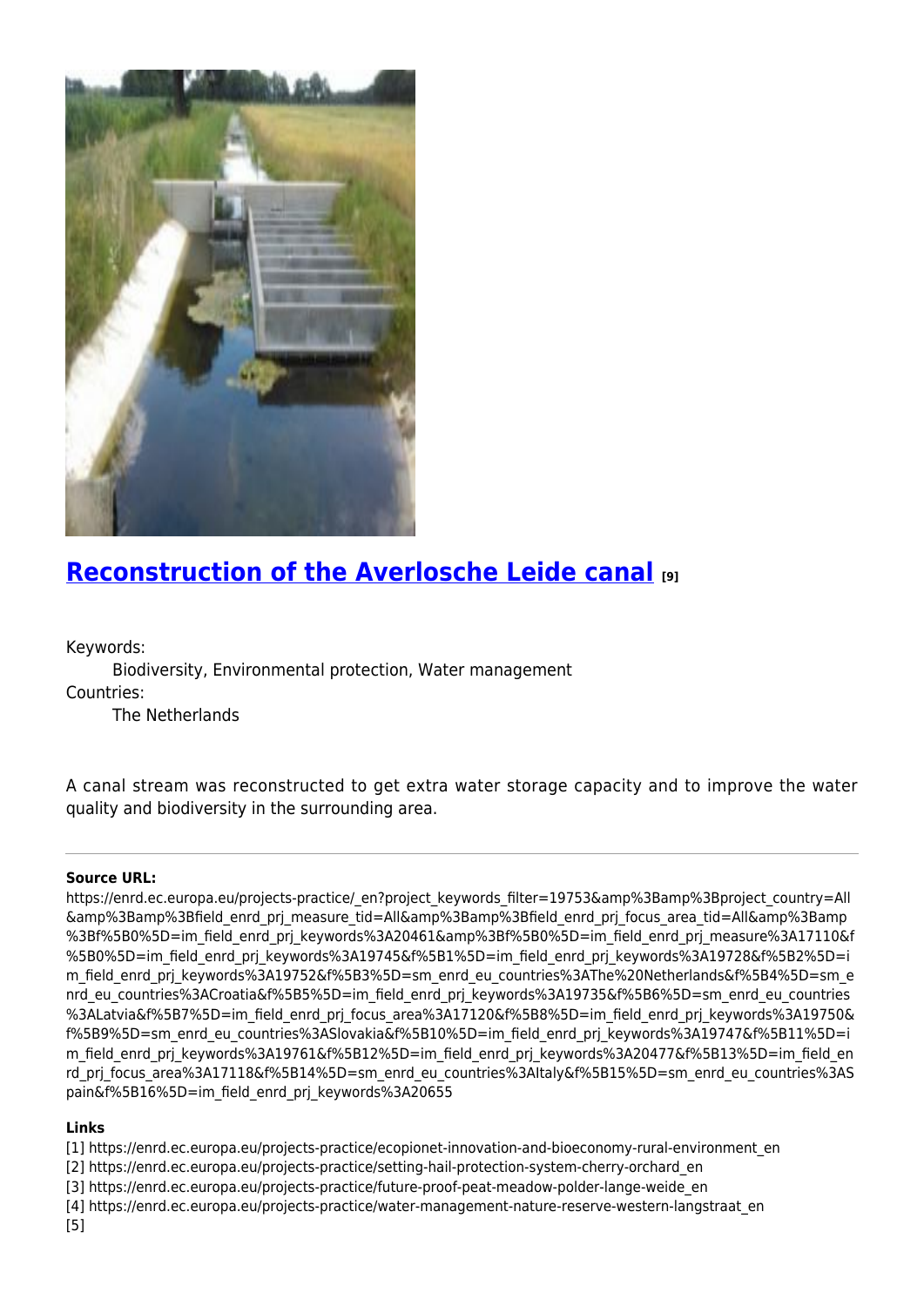## Reconstruction of the Averlosche Leide canal [9]

Keywords:

Biodiversity, Environmental protection, Water management

Countries:

The Netherlands

A canal stream was reconstructed to get extra water storage capacity and to improve the water quality and biodiversity in the surrounding area.

---

**Source URL:**
https://enrd.ec.europa.eu/projects-practice/_en?project_keywords_filter=19753&amp%3Bamp%3Bproject_country=All&amp%3Bamp%3Bfield_enrd_prj_measure_tid=All&amp%3Bamp%3Bfield_enrd_prj_focus_area_tid=All&amp%3Bamp%3Bf%5B0%5D=im_field_enrd_prj_keywords%3A20461&amp%3Bf%5B0%5D=im_field_enrd_prj_measure%3A17110&f%5B0%5D=im_field_enrd_prj_keywords%3A19745&f%5B1%5D=im_field_enrd_prj_keywords%3A19728&f%5B2%5D=im_field_enrd_prj_keywords%3A19752&f%5B3%5D=sm_enrd_eu_countries%3AThe%20Netherlands&f%5B4%5D=sm_enrd_eu_countries%3ACroatia&f%5B5%5D=im_field_enrd_prj_keywords%3A19735&f%5B6%5D=sm_enrd_eu_countries%3ALatvia&f%5B7%5D=im_field_enrd_prj_focus_area%3A17120&f%5B8%5D=im_field_enrd_prj_keywords%3A19750&f%5B9%5D=sm_enrd_eu_countries%3ASlovakia&f%5B10%5D=im_field_enrd_prj_keywords%3A19747&f%5B11%5D=im_field_enrd_prj_keywords%3A19761&f%5B12%5D=im_field_enrd_prj_keywords%3A20477&f%5B13%5D=im_field_enrd_prj_focus_area%3A17118&f%5B14%5D=sm_enrd_eu_countries%3AItaly&f%5B15%5D=sm_enrd_eu_countries%3ASpain&f%5B16%5D=im_field_enrd_prj_keywords%3A20655

**Links**

[1] https://enrd.ec.europa.eu/projects-practice/ecopionet-innovation-and-bioeconomy-rural-environment_en
[2] https://enrd.ec.europa.eu/projects-practice/setting-hail-protection-system-cherry-orchard_en
[3] https://enrd.ec.europa.eu/projects-practice/future-proof-peat-meadow-polder-lange-weide_en
[4] https://enrd.ec.europa.eu/projects-practice/water-management-nature-reserve-western-langstraat_en
[5]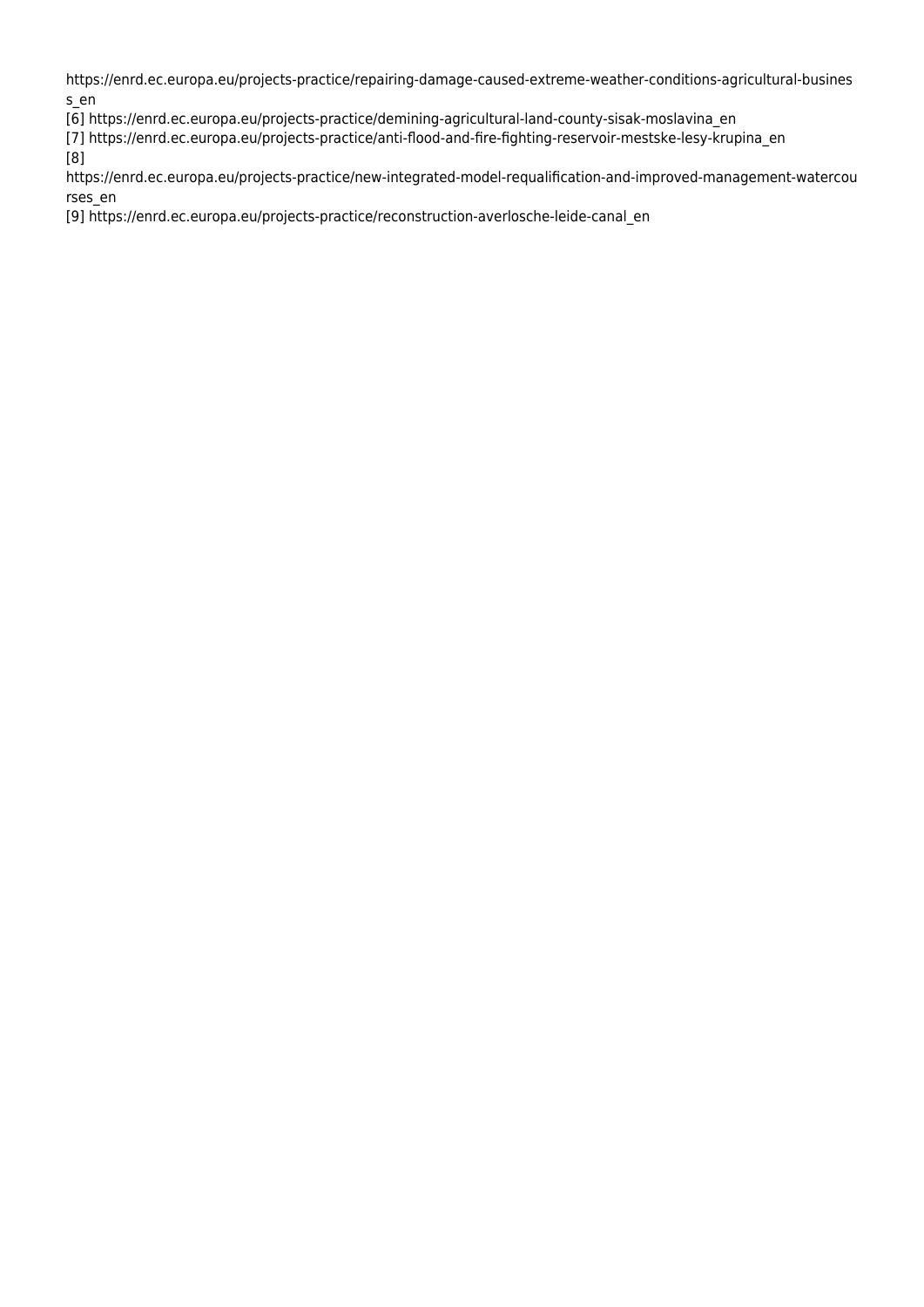https://enrd.ec.europa.eu/projects-practice/repairing-damage-caused-extreme-weather-conditions-agricultural-business_en

[6] https://enrd.ec.europa.eu/projects-practice/demining-agricultural-land-county-sisak-moslavina_en

[7] https://enrd.ec.europa.eu/projects-practice/anti-flood-and-fire-fighting-reservoir-mestske-lesy-krupina_en

[8] https://enrd.ec.europa.eu/projects-practice/new-integrated-model-requalification-and-improved-management-watercourses_en

[9] https://enrd.ec.europa.eu/projects-practice/reconstruction-averlosche-leide-canal_en